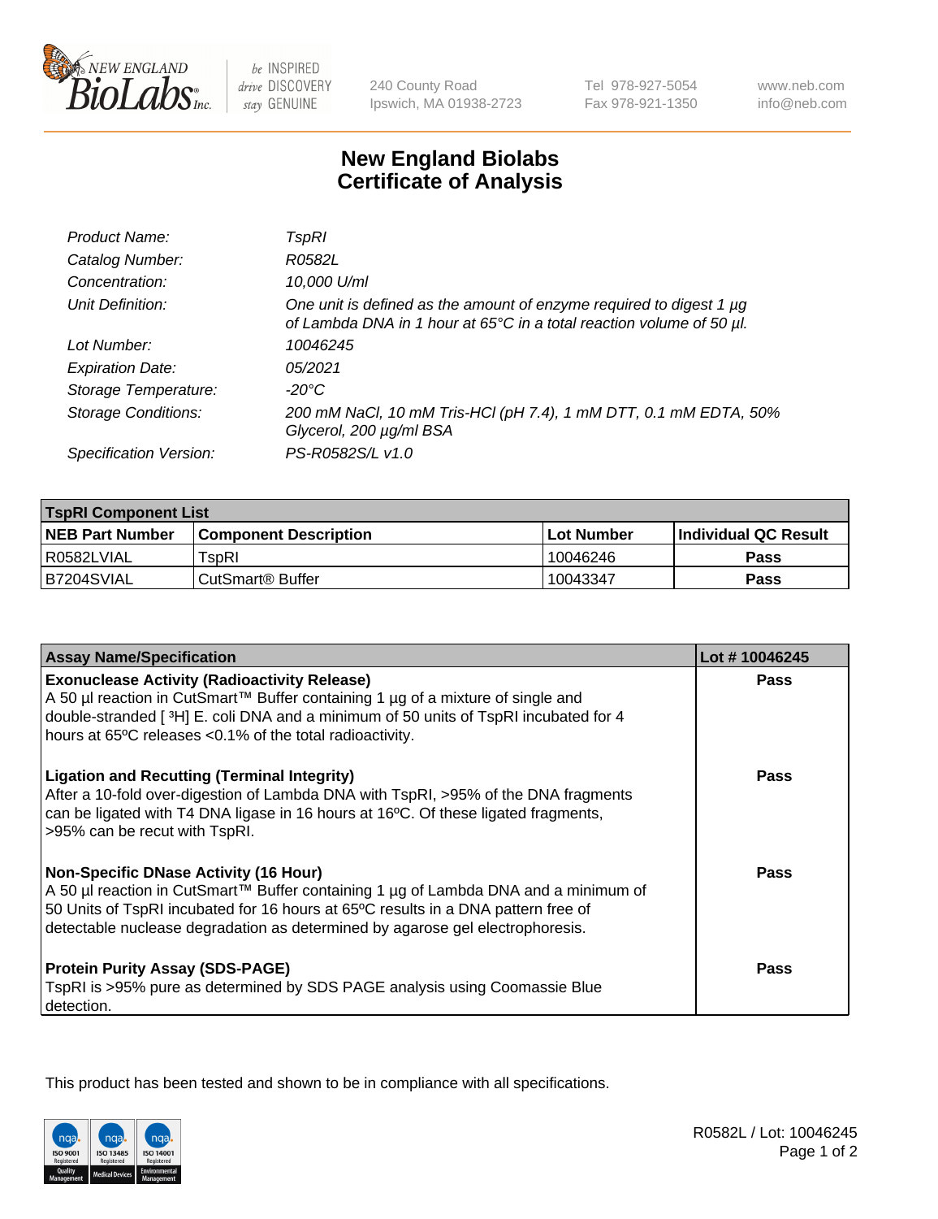# New England Biolabs Certificate of Analysis

| | |
|---|---|
| *Product Name:* | *TspRI* |
| *Catalog Number:* | *R0582L* |
| *Concentration:* | *10,000 U/ml* |
| *Unit Definition:* | *One unit is defined as the amount of enzyme required to digest 1 µg of Lambda DNA in 1 hour at 65°C in a total reaction volume of 50 µl.* |
| *Lot Number:* | *10046245* |
| *Expiration Date:* | *05/2021* |
| *Storage Temperature:* | *-20°C* |
| *Storage Conditions:* | *200 mM NaCl, 10 mM Tris-HCl (pH 7.4), 1 mM DTT, 0.1 mM EDTA, 50% Glycerol, 200 µg/ml BSA* |
| *Specification Version:* | *PS-R0582S/L v1.0* |

| TspRI Component List | | | |
|---|---|---|---|
| **NEB Part Number** | **Component Description** | **Lot Number** | **Individual QC Result** |
| R0582LVIAL | TspRI | 10046246 | **Pass** |
| B7204SVIAL | CutSmart® Buffer | 10043347 | **Pass** |

| Assay Name/Specification | Lot # 10046245 |
|---|---|
| **Exonuclease Activity (Radioactivity Release)**<br>A 50 µl reaction in CutSmart™ Buffer containing 1 µg of a mixture of single and double-stranded [ $^3$H] E. coli DNA and a minimum of 50 units of TspRI incubated for 4 hours at 65ºC releases <0.1% of the total radioactivity. | **Pass** |
| **Ligation and Recutting (Terminal Integrity)**<br>After a 10-fold over-digestion of Lambda DNA with TspRI, >95% of the DNA fragments can be ligated with T4 DNA ligase in 16 hours at 16ºC. Of these ligated fragments, >95% can be recut with TspRI. | **Pass** |
| **Non-Specific DNase Activity (16 Hour)**<br>A 50 µl reaction in CutSmart™ Buffer containing 1 µg of Lambda DNA and a minimum of 50 Units of TspRI incubated for 16 hours at 65ºC results in a DNA pattern free of detectable nuclease degradation as determined by agarose gel electrophoresis. | **Pass** |
| **Protein Purity Assay (SDS-PAGE)**<br>TspRI is >95% pure as determined by SDS PAGE analysis using Coomassie Blue detection. | **Pass** |

This product has been tested and shown to be in compliance with all specifications.

R0582L / Lot: 10046245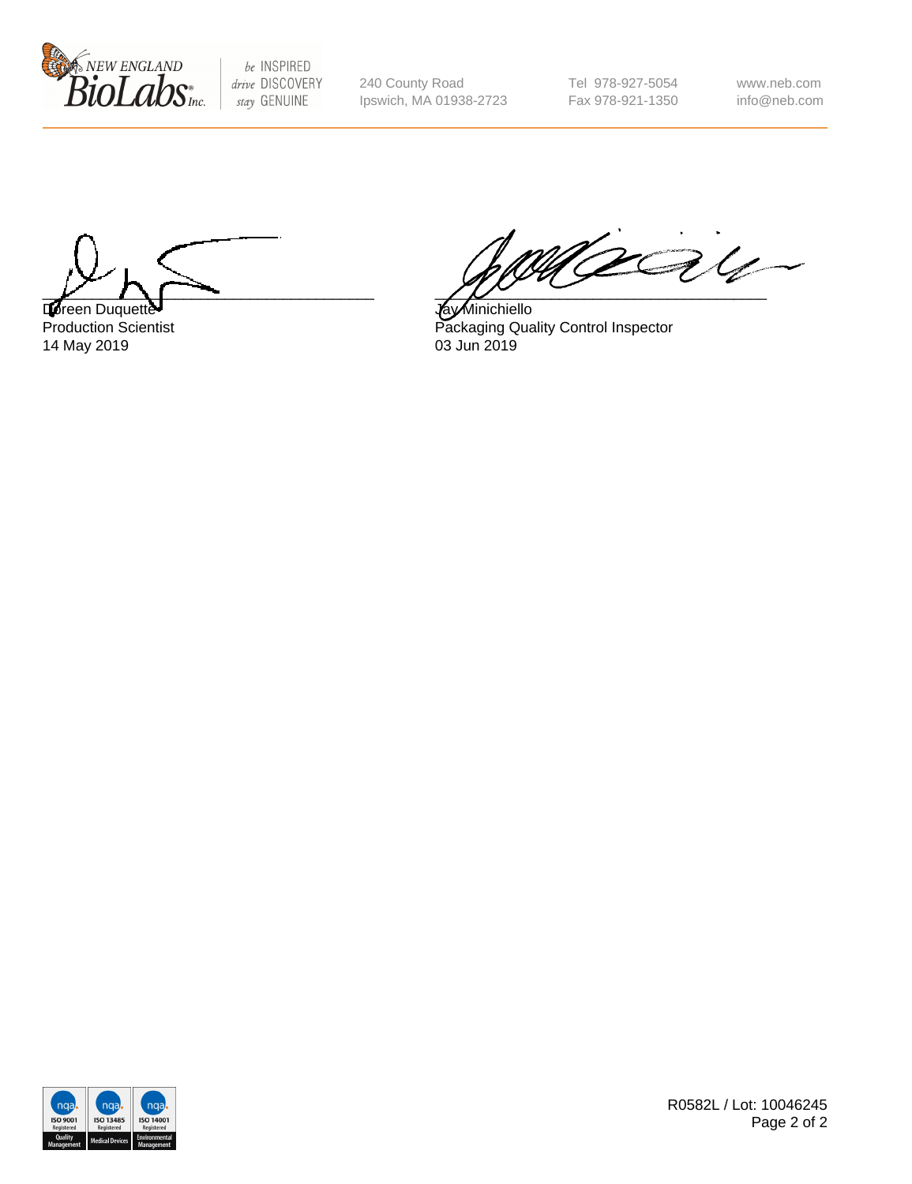Doreen Duquette
Production Scientist
14 May 2019

Jay Minichiello
Packaging Quality Control Inspector
03 Jun 2019

R0582L / Lot: 10046245